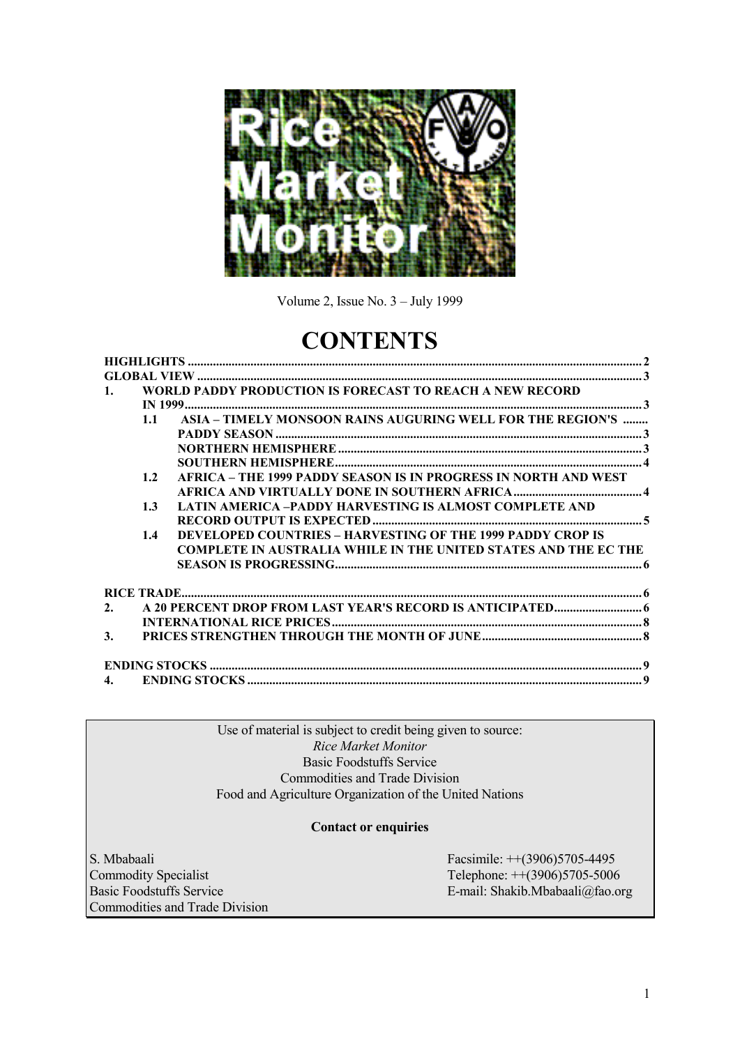Volume 2, Issue No. 3 – July 1999

# CONTENTS

**HIGHLIGHTS** ... 2

**GLOBAL VIEW** ... 3

**1. WORLD PADDY PRODUCTION IS FORECAST TO REACH A NEW RECORD IN 1999** ... 3

- **1.1 ASIA – TIMELY MONSOON RAINS AUGURING WELL FOR THE REGION'S PADDY SEASON** ... 3
  - **NORTHERN HEMISPHERE** ... 3
  - **SOUTHERN HEMISPHERE** ... 4
- **1.2 AFRICA – THE 1999 PADDY SEASON IS IN PROGRESS IN NORTH AND WEST AFRICA AND VIRTUALLY DONE IN SOUTHERN AFRICA** ... 4
- **1.3 LATIN AMERICA –PADDY HARVESTING IS ALMOST COMPLETE AND RECORD OUTPUT IS EXPECTED** ... 5
- **1.4 DEVELOPED COUNTRIES – HARVESTING OF THE 1999 PADDY CROP IS COMPLETE IN AUSTRALIA WHILE IN THE UNITED STATES AND THE EC THE SEASON IS PROGRESSING** ... 6

**RICE TRADE** ... 6

**2. A 20 PERCENT CROP DROP FROM LAST YEAR'S RECORD IS ANTICIPATED** ... 6

**INTERNATIONAL RICE PRICES** ... 8

**3. PRICES STRENGTHEN THROUGH THE MONTH OF JUNE** ... 8

**ENDING STOCKS** ... 9

**4. ENDING STOCKS** ... 9

---

Use of material is subject to credit being given to source:
*Rice Market Monitor*
Basic Foodstuffs Service
Commodities and Trade Division
Food and Agriculture Organization of the United Nations

**Contact or enquiries**

S. Mbabaali
Commodity Specialist
Basic Foodstuffs Service
Commodities and Trade Division

Facsimile: ++(3906)5705-4495
Telephone: ++(3906)5705-5006
E-mail: Shakib.Mbabaali@fao.org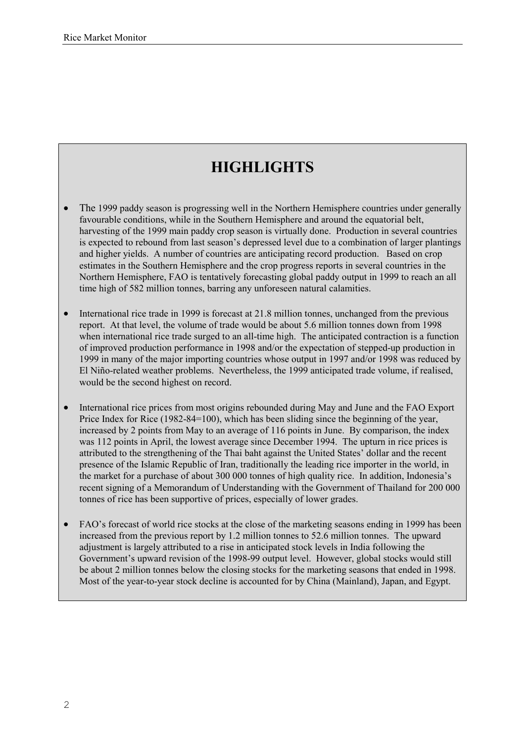# HIGHLIGHTS

- The 1999 paddy season is progressing well in the Northern Hemisphere countries under generally favourable conditions, while in the Southern Hemisphere and around the equatorial belt, harvesting of the 1999 main paddy crop season is virtually done. Production in several countries is expected to rebound from last season's depressed level due to a combination of larger plantings and higher yields. A number of countries are anticipating record production. Based on crop estimates in the Southern Hemisphere and the crop progress reports in several countries in the Northern Hemisphere, FAO is tentatively forecasting global paddy output in 1999 to reach an all time high of 582 million tonnes, barring any unforeseen natural calamities.

- International rice trade in 1999 is forecast at 21.8 million tonnes, unchanged from the previous report. At that level, the volume of trade would be about 5.6 million tonnes down from 1998 when international rice trade surged to an all-time high. The anticipated contraction is a function of improved production performance in 1998 and/or the expectation of stepped-up production in 1999 in many of the major importing countries whose output in 1997 and/or 1998 was reduced by El Niño-related weather problems. Nevertheless, the 1999 anticipated trade volume, if realised, would be the second highest on record.

- International rice prices from most origins rebounded during May and June and the FAO Export Price Index for Rice (1982-84=100), which has been sliding since the beginning of the year, increased by 2 points from May to an average of 116 points in June. By comparison, the index was 112 points in April, the lowest average since December 1994. The upturn in rice prices is attributed to the strengthening of the Thai baht against the United States' dollar and the recent presence of the Islamic Republic of Iran, traditionally the leading rice importer in the world, in the market for a purchase of about 300 000 tonnes of high quality rice. In addition, Indonesia's recent signing of a Memorandum of Understanding with the Government of Thailand for 200 000 tonnes of rice has been supportive of prices, especially of lower grades.

- FAO's forecast of world rice stocks at the close of the marketing seasons ending in 1999 has been increased from the previous report by 1.2 million tonnes to 52.6 million tonnes. The upward adjustment is largely attributed to a rise in anticipated stock levels in India following the Government's upward revision of the 1998-99 output level. However, global stocks would still be about 2 million tonnes below the closing stocks for the marketing seasons that ended in 1998. Most of the year-to-year stock decline is accounted for by China (Mainland), Japan, and Egypt.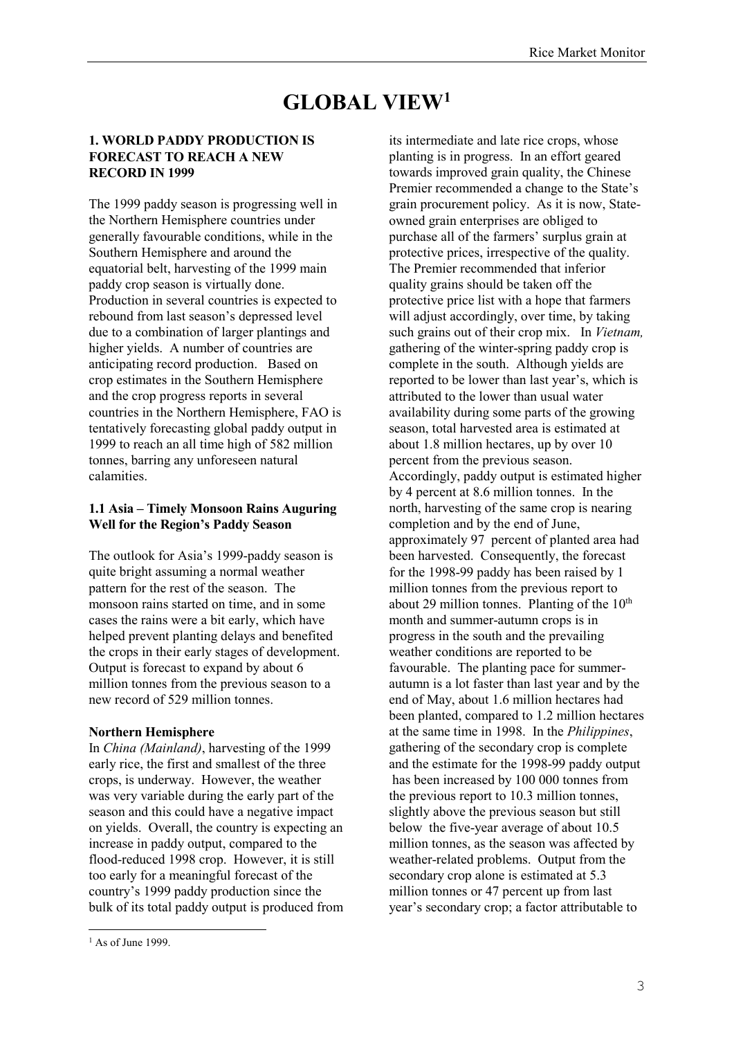# GLOBAL VIEW[1]

### 1. WORLD PADDY PRODUCTION IS FORECAST TO REACH A NEW RECORD IN 1999

The 1999 paddy season is progressing well in the Northern Hemisphere countries under generally favourable conditions, while in the Southern Hemisphere and around the equatorial belt, harvesting of the 1999 main paddy crop season is virtually done. Production in several countries is expected to rebound from last season's depressed level due to a combination of larger plantings and higher yields. A number of countries are anticipating record production. Based on crop estimates in the Southern Hemisphere and the crop progress reports in several countries in the Northern Hemisphere, FAO is tentatively forecasting global paddy output in 1999 to reach an all time high of 582 million tonnes, barring any unforeseen natural calamities.

### 1.1 Asia – Timely Monsoon Rains Auguring Well for the Region's Paddy Season

The outlook for Asia's 1999-paddy season is quite bright assuming a normal weather pattern for the rest of the season. The monsoon rains started on time, and in some cases the rains were a bit early, which have helped prevent planting delays and benefited the crops in their early stages of development. Output is forecast to expand by about 6 million tonnes from the previous season to a new record of 529 million tonnes.

**Northern Hemisphere**

In *China (Mainland)*, harvesting of the 1999 early rice, the first and smallest of the three crops, is underway. However, the weather was very variable during the early part of the season and this could have a negative impact on yields. Overall, the country is expecting an increase in paddy output, compared to the flood-reduced 1998 crop. However, it is still too early for a meaningful forecast of the country's 1999 paddy production since the bulk of its total paddy output is produced from its intermediate and late rice crops, whose planting is in progress. In an effort geared towards improved grain quality, the Chinese Premier recommended a change to the State's grain procurement policy. As it is now, State-owned grain enterprises are obliged to purchase all of the farmers' surplus grain at protective prices, irrespective of the quality. The Premier recommended that inferior quality grains should be taken off the protective price list with a hope that farmers will adjust accordingly, over time, by taking such grains out of their crop mix. In *Vietnam,* gathering of the winter-spring paddy crop is complete in the south. Although yields are reported to be lower than last year's, which is attributed to the lower than usual water availability during some parts of the growing season, total harvested area is estimated at about 1.8 million hectares, up by over 10 percent from the previous season. Accordingly, paddy output is estimated higher by 4 percent at 8.6 million tonnes. In the north, harvesting of the same crop is nearing completion and by the end of June, approximately 97 percent of planted area had been harvested. Consequently, the forecast for the 1998-99 paddy has been raised by 1 million tonnes from the previous report to about 29 million tonnes. Planting of the 10th month and summer-autumn crops is in progress in the south and the prevailing weather conditions are reported to be favourable. The planting pace for summer-autumn is a lot faster than last year and by the end of May, about 1.6 million hectares had been planted, compared to 1.2 million hectares at the same time in 1998. In the *Philippines*, gathering of the secondary crop is complete and the estimate for the 1998-99 paddy output has been increased by 100 000 tonnes from the previous report to 10.3 million tonnes, slightly above the previous season but still below the five-year average of about 10.5 million tonnes, as the season was affected by weather-related problems. Output from the secondary crop alone is estimated at 5.3 million tonnes or 47 percent up from last year's secondary crop; a factor attributable to

---

[1] As of June 1999.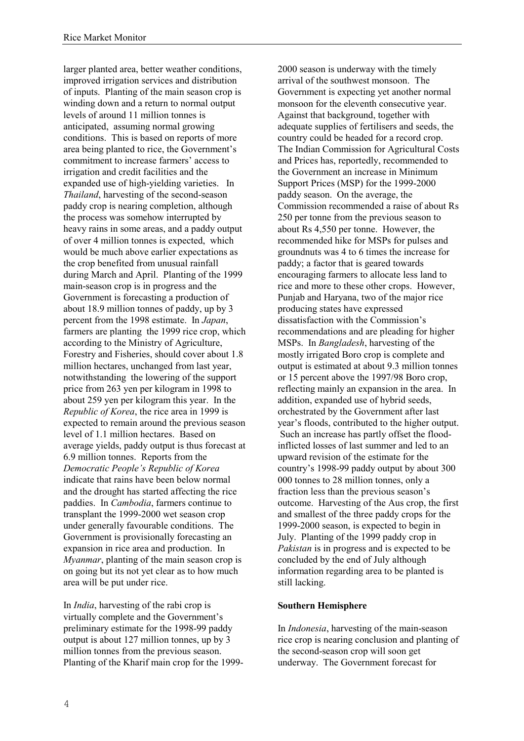larger planted area, better weather conditions, improved irrigation services and distribution of inputs. Planting of the main season crop is winding down and a return to normal output levels of around 11 million tonnes is anticipated, assuming normal growing conditions. This is based on reports of more area being planted to rice, the Government's commitment to increase farmers' access to irrigation and credit facilities and the expanded use of high-yielding varieties. In *Thailand*, harvesting of the second-season paddy crop is nearing completion, although the process was somehow interrupted by heavy rains in some areas, and a paddy output of over 4 million tonnes is expected, which would be much above earlier expectations as the crop benefited from unusual rainfall during March and April. Planting of the 1999 main-season crop is in progress and the Government is forecasting a production of about 18.9 million tonnes of paddy, up by 3 percent from the 1998 estimate. In *Japan*, farmers are planting the 1999 rice crop, which according to the Ministry of Agriculture, Forestry and Fisheries, should cover about 1.8 million hectares, unchanged from last year, notwithstanding the lowering of the support price from 263 yen per kilogram in 1998 to about 259 yen per kilogram this year. In the *Republic of Korea*, the rice area in 1999 is expected to remain around the previous season level of 1.1 million hectares. Based on average yields, paddy output is thus forecast at 6.9 million tonnes. Reports from the *Democratic People's Republic of Korea* indicate that rains have been below normal and the drought has started affecting the rice paddies. In *Cambodia*, farmers continue to transplant the 1999-2000 wet season crop under generally favourable conditions. The Government is provisionally forecasting an expansion in rice area and production. In *Myanmar*, planting of the main season crop is on going but its not yet clear as to how much area will be put under rice.

In *India*, harvesting of the rabi crop is virtually complete and the Government's preliminary estimate for the 1998-99 paddy output is about 127 million tonnes, up by 3 million tonnes from the previous season. Planting of the Kharif main crop for the 1999-2000 season is underway with the timely arrival of the southwest monsoon. The Government is expecting yet another normal monsoon for the eleventh consecutive year. Against that background, together with adequate supplies of fertilisers and seeds, the country could be headed for a record crop. The Indian Commission for Agricultural Costs and Prices has, reportedly, recommended to the Government an increase in Minimum Support Prices (MSP) for the 1999-2000 paddy season. On the average, the Commission recommended a raise of about Rs 250 per tonne from the previous season to about Rs 4,550 per tonne. However, the recommended hike for MSPs for pulses and groundnuts was 4 to 6 times the increase for paddy; a factor that is geared towards encouraging farmers to allocate less land to rice and more to these other crops. However, Punjab and Haryana, two of the major rice producing states have expressed dissatisfaction with the Commission's recommendations and are pleading for higher MSPs. In *Bangladesh*, harvesting of the mostly irrigated Boro crop is complete and output is estimated at about 9.3 million tonnes or 15 percent above the 1997/98 Boro crop, reflecting mainly an expansion in the area. In addition, expanded use of hybrid seeds, orchestrated by the Government after last year's floods, contributed to the higher output. Such an increase has partly offset the flood-inflicted losses of last summer and led to an upward revision of the estimate for the country's 1998-99 paddy output by about 300 000 tonnes to 28 million tonnes, only a fraction less than the previous season's outcome. Harvesting of the Aus crop, the first and smallest of the three paddy crops for the 1999-2000 season, is expected to begin in July. Planting of the 1999 paddy crop in *Pakistan* is in progress and is expected to be concluded by the end of July although information regarding area to be planted is still lacking.

**Southern Hemisphere**

In *Indonesia*, harvesting of the main-season rice crop is nearing conclusion and planting of the second-season crop will soon get underway. The Government forecast for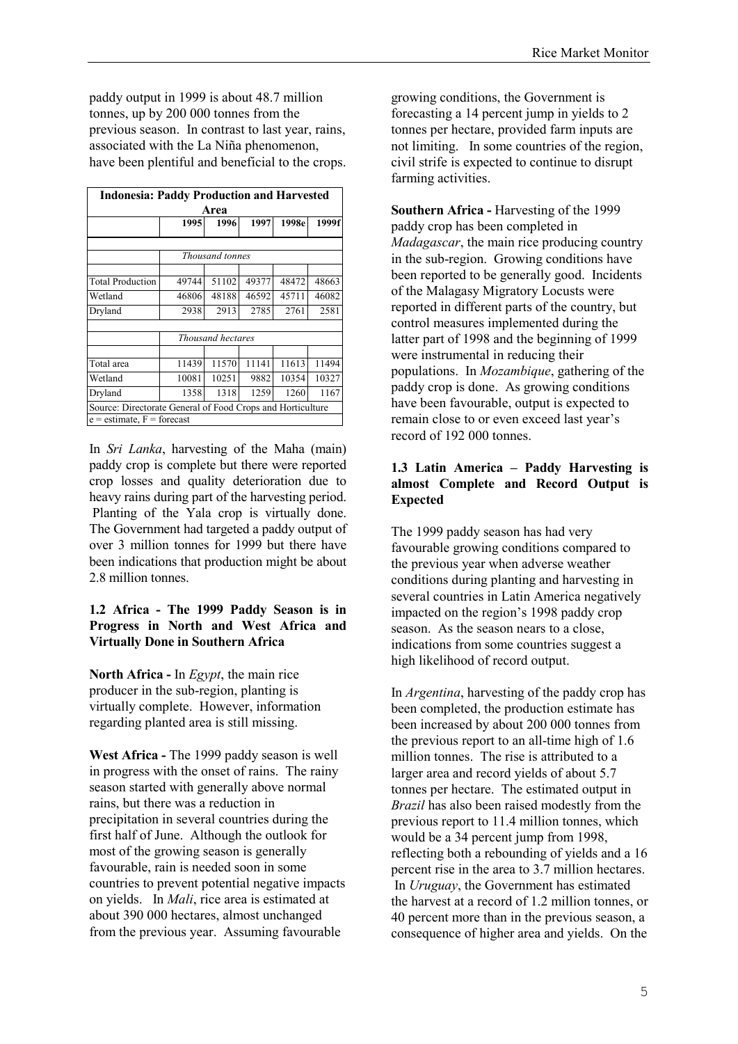paddy output in 1999 is about 48.7 million tonnes, up by 200 000 tonnes from the previous season. In contrast to last year, rains, associated with the La Niña phenomenon, have been plentiful and beneficial to the crops.

**Indonesia: Paddy Production and Harvested Area**

| | 1995 | 1996 | 1997 | 1998e | 1999f |
|---|---|---|---|---|---|
| | *Thousand tonnes* | | | | |
| Total Production | 49744 | 51102 | 49377 | 48472 | 48663 |
| Wetland | 46806 | 48188 | 46592 | 45711 | 46082 |
| Dryland | 2938 | 2913 | 2785 | 2761 | 2581 |
| | *Thousand hectares* | | | | |
| Total area | 11439 | 11570 | 11141 | 11613 | 11494 |
| Wetland | 10081 | 10251 | 9882 | 10354 | 10327 |
| Dryland | 1358 | 1318 | 1259 | 1260 | 1167 |

Source: Directorate General of Food Crops and Horticulture
e = estimate, F = forecast

In *Sri Lanka*, harvesting of the Maha (main) paddy crop is complete but there were reported crop losses and quality deterioration due to heavy rains during part of the harvesting period. Planting of the Yala crop is virtually done. The Government had targeted a paddy output of over 3 million tonnes for 1999 but there have been indications that production might be about 2.8 million tonnes.

### 1.2 Africa - The 1999 Paddy Season is in Progress in North and West Africa and Virtually Done in Southern Africa

**North Africa -** In *Egypt*, the main rice producer in the sub-region, planting is virtually complete. However, information regarding planted area is still missing.

**West Africa -** The 1999 paddy season is well in progress with the onset of rains. The rainy season started with generally above normal rains, but there was a reduction in precipitation in several countries during the first half of June. Although the outlook for most of the growing season is generally favourable, rain is needed soon in some countries to prevent potential negative impacts on yields. In *Mali*, rice area is estimated at about 390 000 hectares, almost unchanged from the previous year. Assuming favourable growing conditions, the Government is forecasting a 14 percent jump in yields to 2 tonnes per hectare, provided farm inputs are not limiting. In some countries of the region, civil strife is expected to continue to disrupt farming activities.

**Southern Africa -** Harvesting of the 1999 paddy crop has been completed in *Madagascar*, the main rice producing country in the sub-region. Growing conditions have been reported to be generally good. Incidents of the Malagasy Migratory Locusts were reported in different parts of the country, but control measures implemented during the latter part of 1998 and the beginning of 1999 were instrumental in reducing their populations. In *Mozambique*, gathering of the paddy crop is done. As growing conditions have been favourable, output is expected to remain close to or even exceed last year's record of 192 000 tonnes.

### 1.3 Latin America – Paddy Harvesting is almost Complete and Record Output is Expected

The 1999 paddy season has had very favourable growing conditions compared to the previous year when adverse weather conditions during planting and harvesting in several countries in Latin America negatively impacted on the region's 1998 paddy crop season. As the season nears to a close, indications from some countries suggest a high likelihood of record output.

In *Argentina*, harvesting of the paddy crop has been completed, the production estimate has been increased by about 200 000 tonnes from the previous report to an all-time high of 1.6 million tonnes. The rise is attributed to a larger area and record yields of about 5.7 tonnes per hectare. The estimated output in *Brazil* has also been raised modestly from the previous report to 11.4 million tonnes, which would be a 34 percent jump from 1998, reflecting both a rebounding of yields and a 16 percent rise in the area to 3.7 million hectares. In *Uruguay*, the Government has estimated the harvest at a record of 1.2 million tonnes, or 40 percent more than in the previous season, a consequence of higher area and yields. On the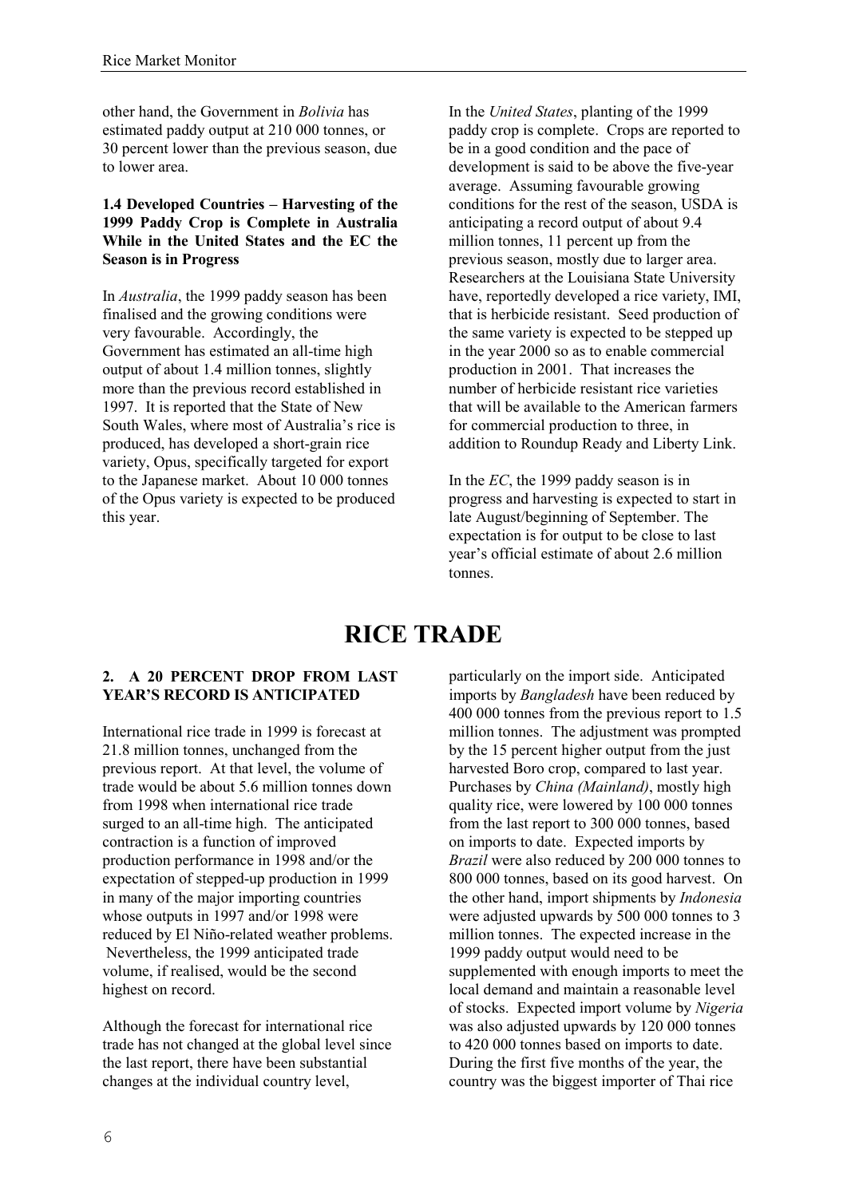other hand, the Government in *Bolivia* has estimated paddy output at 210 000 tonnes, or 30 percent lower than the previous season, due to lower area.

### 1.4 Developed Countries – Harvesting of the 1999 Paddy Crop is Complete in Australia While in the United States and the EC the Season is in Progress

In *Australia*, the 1999 paddy season has been finalised and the growing conditions were very favourable. Accordingly, the Government has estimated an all-time high output of about 1.4 million tonnes, slightly more than the previous record established in 1997. It is reported that the State of New South Wales, where most of Australia's rice is produced, has developed a short-grain rice variety, Opus, specifically targeted for export to the Japanese market. About 10 000 tonnes of the Opus variety is expected to be produced this year.

In the *United States*, planting of the 1999 paddy crop is complete. Crops are reported to be in a good condition and the pace of development is said to be above the five-year average. Assuming favourable growing conditions for the rest of the season, USDA is anticipating a record output of about 9.4 million tonnes, 11 percent up from the previous season, mostly due to larger area. Researchers at the Louisiana State University have, reportedly developed a rice variety, IMI, that is herbicide resistant. Seed production of the same variety is expected to be stepped up in the year 2000 so as to enable commercial production in 2001. That increases the number of herbicide resistant rice varieties that will be available to the American farmers for commercial production to three, in addition to Roundup Ready and Liberty Link.

In the *EC*, the 1999 paddy season is in progress and harvesting is expected to start in late August/beginning of September. The expectation is for output to be close to last year's official estimate of about 2.6 million tonnes.

# RICE TRADE

## 2. A 20 PERCENT DROP FROM LAST YEAR'S RECORD IS ANTICIPATED

International rice trade in 1999 is forecast at 21.8 million tonnes, unchanged from the previous report. At that level, the volume of trade would be about 5.6 million tonnes down from 1998 when international rice trade surged to an all-time high. The anticipated contraction is a function of improved production performance in 1998 and/or the expectation of stepped-up production in 1999 in many of the major importing countries whose outputs in 1997 and/or 1998 were reduced by El Niño-related weather problems. Nevertheless, the 1999 anticipated trade volume, if realised, would be the second highest on record.

Although the forecast for international rice trade has not changed at the global level since the last report, there have been substantial changes at the individual country level, particularly on the import side. Anticipated imports by *Bangladesh* have been reduced by 400 000 tonnes from the previous report to 1.5 million tonnes. The adjustment was prompted by the 15 percent higher output from the just harvested Boro crop, compared to last year. Purchases by *China (Mainland)*, mostly high quality rice, were lowered by 100 000 tonnes from the last report to 300 000 tonnes, based on imports to date. Expected imports by *Brazil* were also reduced by 200 000 tonnes to 800 000 tonnes, based on its good harvest. On the other hand, import shipments by *Indonesia* were adjusted upwards by 500 000 tonnes to 3 million tonnes. The expected increase in the 1999 paddy output would need to be supplemented with enough imports to meet the local demand and maintain a reasonable level of stocks. Expected import volume by *Nigeria* was also adjusted upwards by 120 000 tonnes to 420 000 tonnes based on imports to date. During the first five months of the year, the country was the biggest importer of Thai rice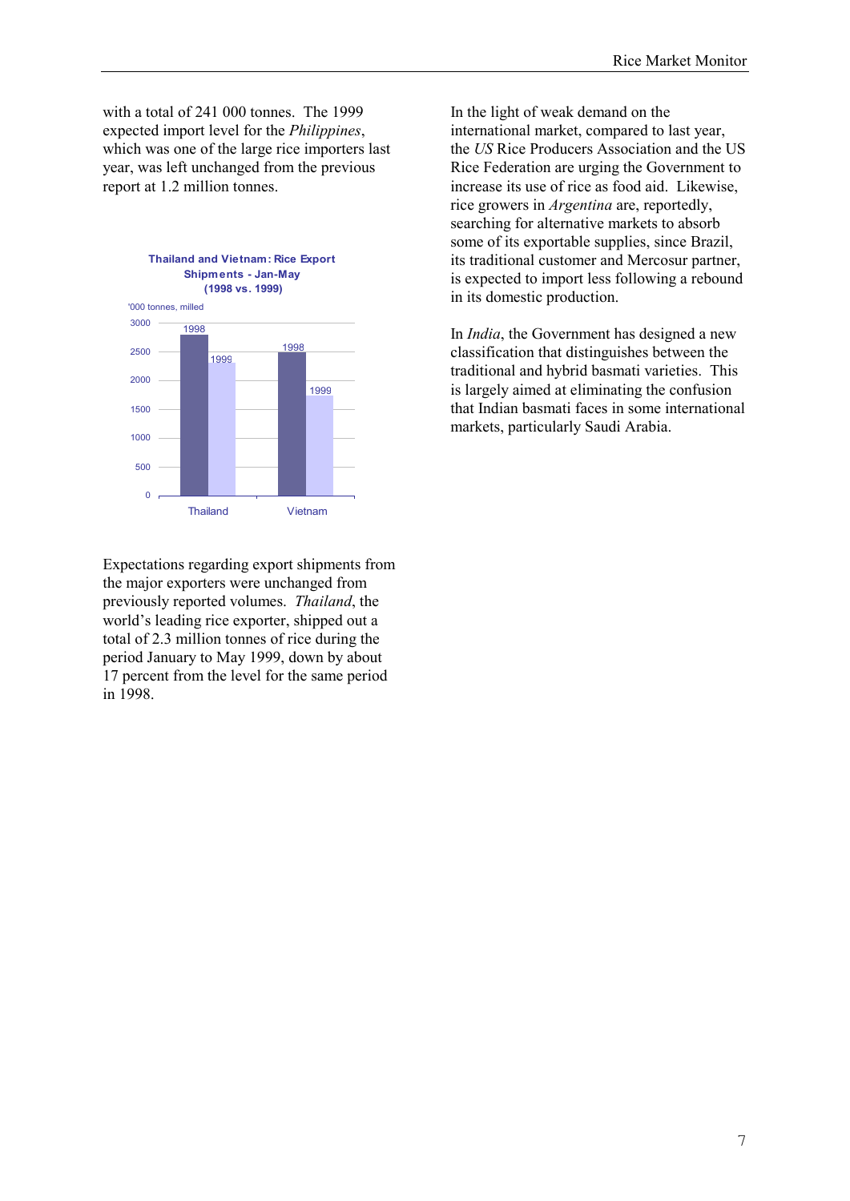with a total of 241 000 tonnes. The 1999 expected import level for the *Philippines*, which was one of the large rice importers last year, was left unchanged from the previous report at 1.2 million tonnes.

**Thailand and Vietnam: Rice Export Shipments - Jan-May (1998 vs. 1999)**

'000 tonnes, milled

3000
2500
2000
1500
1000
500
0

1998
1999
1998
1999

Thailand
Vietnam

Expectations regarding export shipments from the major exporters were unchanged from previously reported volumes. *Thailand*, the world's leading rice exporter, shipped out a total of 2.3 million tonnes of rice during the period January to May 1999, down by about 17 percent from the level for the same period in 1998.

In the light of weak demand on the international market, compared to last year, the *US* Rice Producers Association and the US Rice Federation are urging the Government to increase its use of rice as food aid. Likewise, rice growers in *Argentina* are, reportedly, searching for alternative markets to absorb some of its exportable supplies, since Brazil, its traditional customer and Mercosur partner, is expected to import less following a rebound in its domestic production.

In *India*, the Government has designed a new classification that distinguishes between the traditional and hybrid basmati varieties. This is largely aimed at eliminating the confusion that Indian basmati faces in some international markets, particularly Saudi Arabia.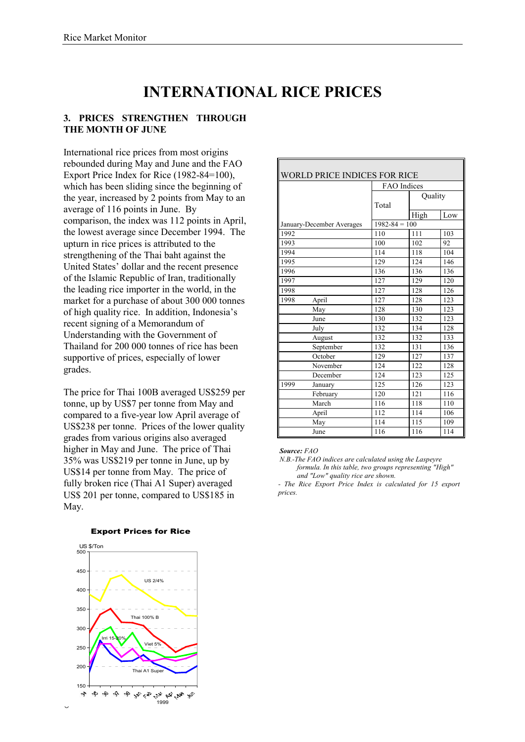# INTERNATIONAL RICE PRICES

### 3. PRICES STRENGTHEN THROUGH THE MONTH OF JUNE

International rice prices from most origins rebounded during May and June and the FAO Export Price Index for Rice (1982-84=100), which has been sliding since the beginning of the year, increased by 2 points from May to an average of 116 points in June. By comparison, the index was 112 points in April, the lowest average since December 1994. The upturn in rice prices is attributed to the strengthening of the Thai baht against the United States' dollar and the recent presence of the Islamic Republic of Iran, traditionally the leading rice importer in the world, in the market for a purchase of about 300 000 tonnes of high quality rice. In addition, Indonesia's recent signing of a Memorandum of Understanding with the Government of Thailand for 200 000 tonnes of rice has been supportive of prices, especially of lower grades.

The price for Thai 100B averaged US$259 per tonne, up by US$7 per tonne from May and compared to a five-year low April average of US$238 per tonne. Prices of the lower quality grades from various origins also averaged higher in May and June. The price of Thai 35% was US$219 per tonne in June, up by US$14 per tonne from May. The price of fully broken rice (Thai A1 Super) averaged US$ 201 per tonne, compared to US$185 in May.

**Export Prices for Rice**

US $/Ton
500
450
400
350
300
250
200
150
US 2/4%
Thai 100% B
Irri 15-20%
Viet 5%
Thai A1 Super
94 95 96 97 98 Jan Feb Mar Apr May Jun
1999

| WORLD PRICE INDICES FOR RICE | | | | |
|---|---|---|---|---|
| | | FAO Indices | | |
| | | Total | Quality | |
| | | | High | Low |
| January-December Averages | | 1982-84 = 100 | | |
| 1992 | | 110 | 111 | 103 |
| 1993 | | 100 | 102 | 92 |
| 1994 | | 114 | 118 | 104 |
| 1995 | | 129 | 124 | 146 |
| 1996 | | 136 | 136 | 136 |
| 1997 | | 127 | 129 | 120 |
| 1998 | | 127 | 128 | 126 |
| 1998 | April | 127 | 128 | 123 |
| | May | 128 | 130 | 123 |
| | June | 130 | 132 | 123 |
| | July | 132 | 134 | 128 |
| | August | 132 | 132 | 133 |
| | September | 132 | 131 | 136 |
| | October | 129 | 127 | 137 |
| | November | 124 | 122 | 128 |
| | December | 124 | 123 | 125 |
| 1999 | January | 125 | 126 | 123 |
| | February | 120 | 121 | 116 |
| | March | 116 | 118 | 110 |
| | April | 112 | 114 | 106 |
| | May | 114 | 115 | 109 |
| | June | 116 | 116 | 114 |

***Source:*** *FAO*

*N.B.-The FAO indices are calculated using the Laspeyre formula. In this table, two groups representing "High" and "Low" quality rice are shown.*

*- The Rice Export Price Index is calculated for 15 export prices.*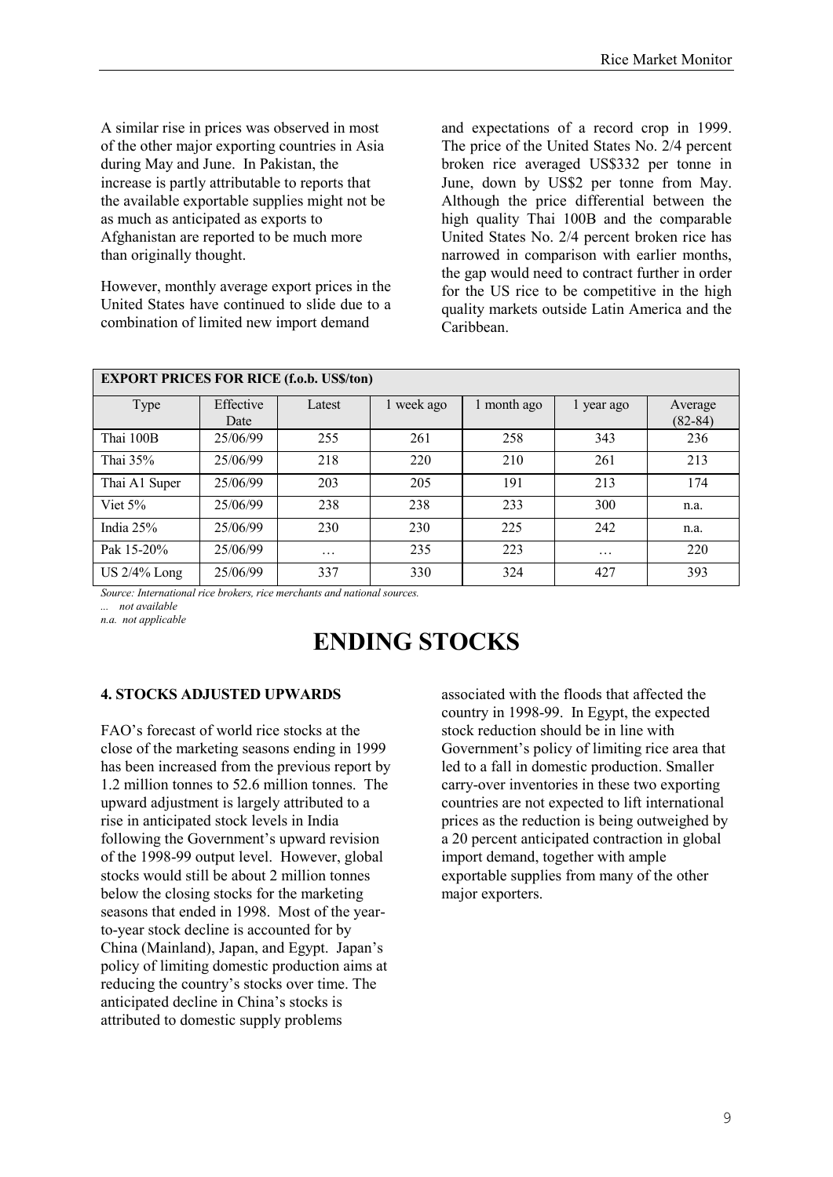A similar rise in prices was observed in most of the other major exporting countries in Asia during May and June. In Pakistan, the increase is partly attributable to reports that the available exportable supplies might not be as much as anticipated as exports to Afghanistan are reported to be much more than originally thought.

However, monthly average export prices in the United States have continued to slide due to a combination of limited new import demand and expectations of a record crop in 1999. The price of the United States No. 2/4 percent broken rice averaged US$332 per tonne in June, down by US$2 per tonne from May. Although the price differential between the high quality Thai 100B and the comparable United States No. 2/4 percent broken rice has narrowed in comparison with earlier months, the gap would need to contract further in order for the US rice to be competitive in the high quality markets outside Latin America and the Caribbean.

**EXPORT PRICES FOR RICE (f.o.b. US$/ton)**

| Type | Effective Date | Latest | 1 week ago | 1 month ago | 1 year ago | Average (82-84) |
|---|---|---|---|---|---|---|
| Thai 100B | 25/06/99 | 255 | 261 | 258 | 343 | 236 |
| Thai 35% | 25/06/99 | 218 | 220 | 210 | 261 | 213 |
| Thai A1 Super | 25/06/99 | 203 | 205 | 191 | 213 | 174 |
| Viet 5% | 25/06/99 | 238 | 238 | 233 | 300 | n.a. |
| India 25% | 25/06/99 | 230 | 230 | 225 | 242 | n.a. |
| Pak 15-20% | 25/06/99 | … | 235 | 223 | … | 220 |
| US 2/4% Long | 25/06/99 | 337 | 330 | 324 | 427 | 393 |

*Source: International rice brokers, rice merchants and national sources.*

*... not available*

*n.a. not applicable*

# ENDING STOCKS

### 4. STOCKS ADJUSTED UPWARDS

FAO's forecast of world rice stocks at the close of the marketing seasons ending in 1999 has been increased from the previous report by 1.2 million tonnes to 52.6 million tonnes. The upward adjustment is largely attributed to a rise in anticipated stock levels in India following the Government's upward revision of the 1998-99 output level. However, global stocks would still be about 2 million tonnes below the closing stocks for the marketing seasons that ended in 1998. Most of the year-to-year stock decline is accounted for by China (Mainland), Japan, and Egypt. Japan's policy of limiting domestic production aims at reducing the country's stocks over time. The anticipated decline in China's stocks is attributed to domestic supply problems associated with the floods that affected the country in 1998-99. In Egypt, the expected stock reduction should be in line with Government's policy of limiting rice area that led to a fall in domestic production. Smaller carry-over inventories in these two exporting countries are not expected to lift international prices as the reduction is being outweighed by a 20 percent anticipated contraction in global import demand, together with ample exportable supplies from many of the other major exporters.